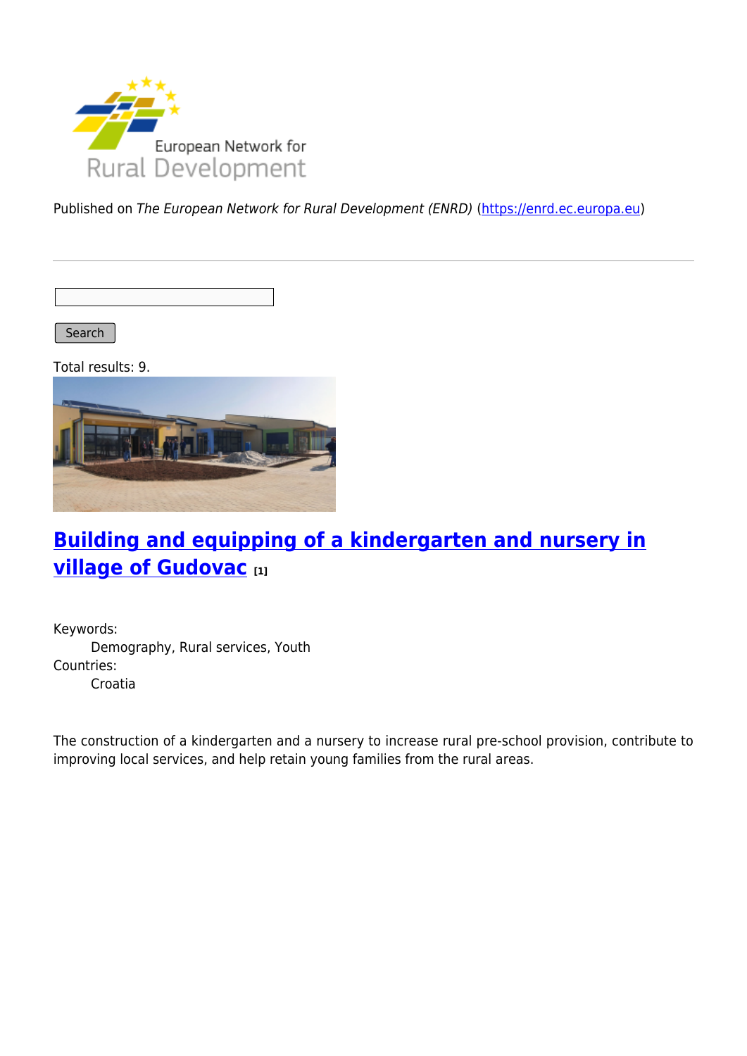Published on *The European Network for Rural Development (ENRD)* (https://enrd.ec.europa.eu)

Search

Total results: 9.

## Building and equipping of a kindergarten and nursery in village of Gudovac [1]

Keywords:
Demography, Rural services, Youth

Countries:
Croatia

The construction of a kindergarten and a nursery to increase rural pre-school provision, contribute to improving local services, and help retain young families from the rural areas.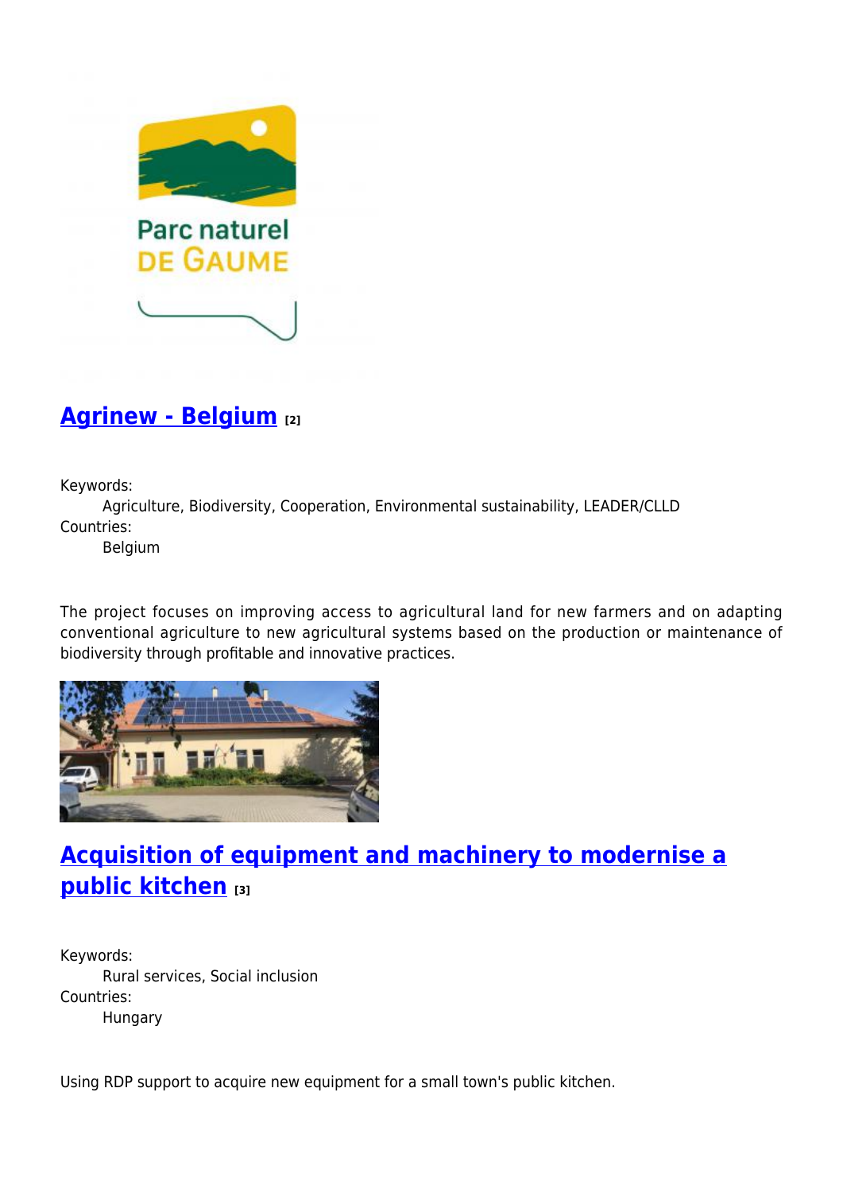## Agrinew - Belgium [2]

Keywords:
: Agriculture, Biodiversity, Cooperation, Environmental sustainability, LEADER/CLLD

Countries:
: Belgium

The project focuses on improving access to agricultural land for new farmers and on adapting conventional agriculture to new agricultural systems based on the production or maintenance of biodiversity through profitable and innovative practices.

## Acquisition of equipment and machinery to modernise a public kitchen [3]

Keywords:
: Rural services, Social inclusion

Countries:
: Hungary

Using RDP support to acquire new equipment for a small town's public kitchen.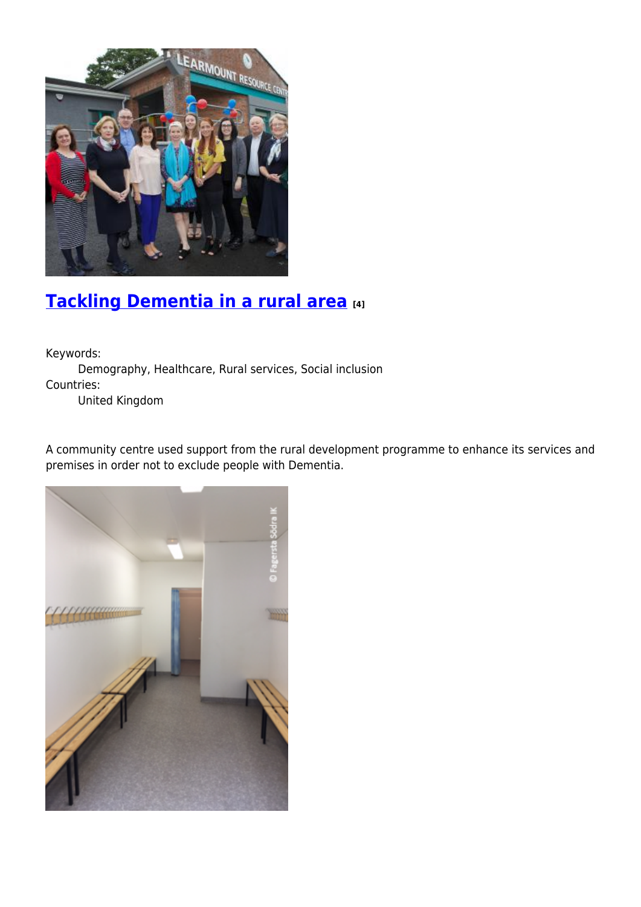## [Tackling Dementia in a rural area](#) [4]

Keywords:
Demography, Healthcare, Rural services, Social inclusion

Countries:
United Kingdom

A community centre used support from the rural development programme to enhance its services and premises in order not to exclude people with Dementia.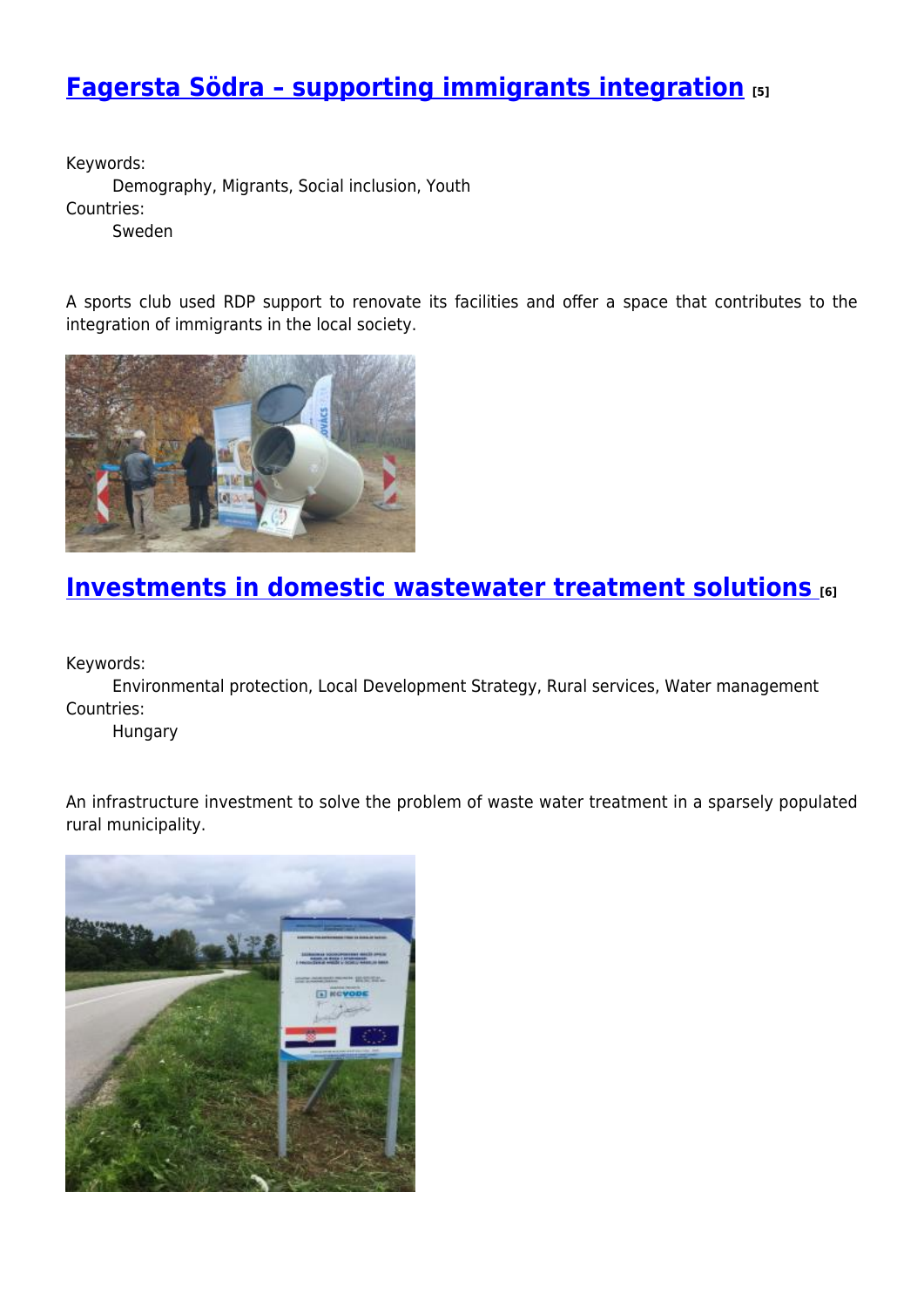## Fagersta Södra – supporting immigrants integration [5]

Keywords:
Demography, Migrants, Social inclusion, Youth
Countries:
Sweden

A sports club used RDP support to renovate its facilities and offer a space that contributes to the integration of immigrants in the local society.

## Investments in domestic wastewater treatment solutions [6]

Keywords:
Environmental protection, Local Development Strategy, Rural services, Water management
Countries:
Hungary

An infrastructure investment to solve the problem of waste water treatment in a sparsely populated rural municipality.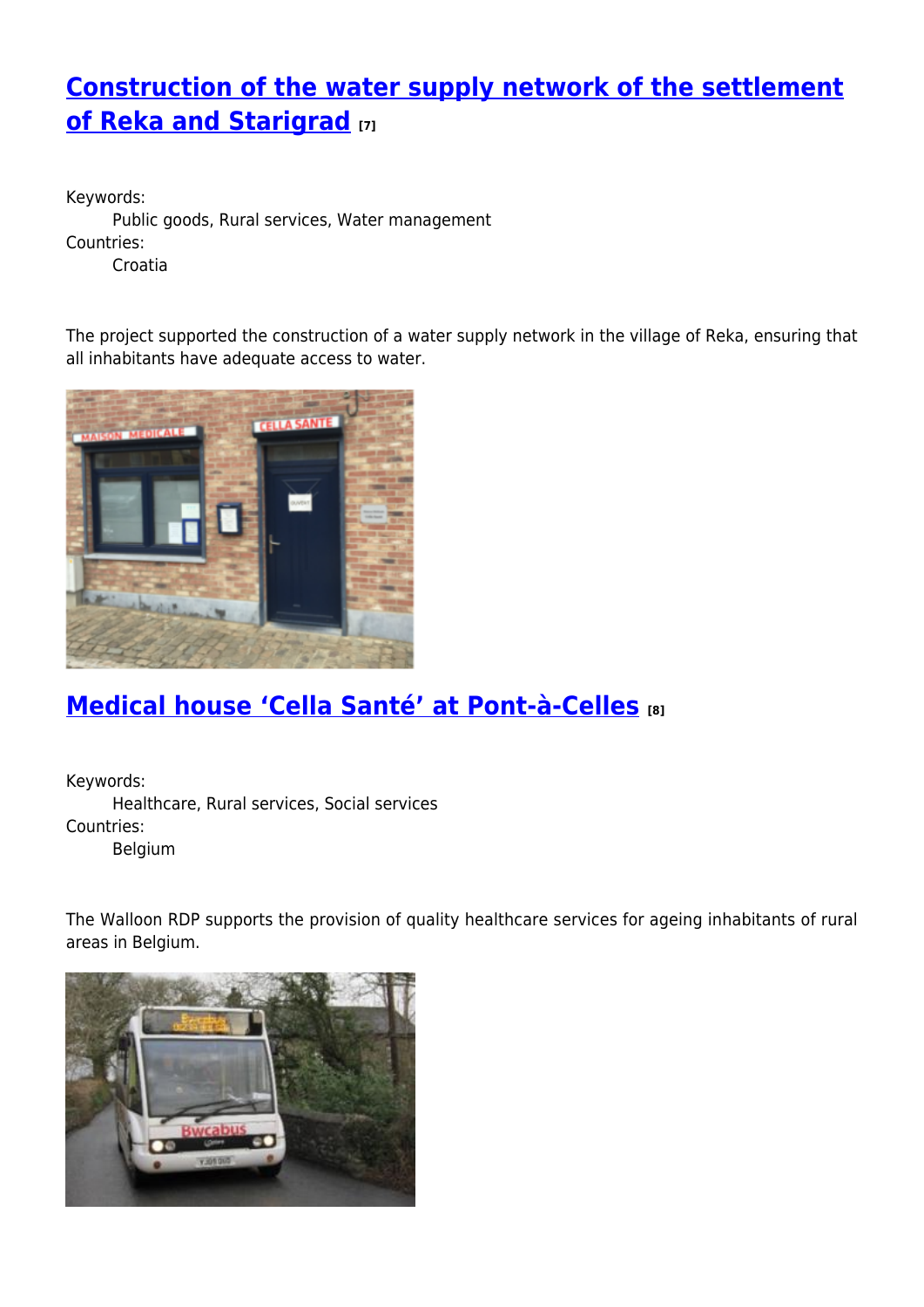## [Construction of the water supply network of the settlement of Reka and Starigrad](#) [7]

Keywords:
Public goods, Rural services, Water management

Countries:
Croatia

The project supported the construction of a water supply network in the village of Reka, ensuring that all inhabitants have adequate access to water.

## [Medical house 'Cella Santé' at Pont-à-Celles](#) [8]

Keywords:
Healthcare, Rural services, Social services

Countries:
Belgium

The Walloon RDP supports the provision of quality healthcare services for ageing inhabitants of rural areas in Belgium.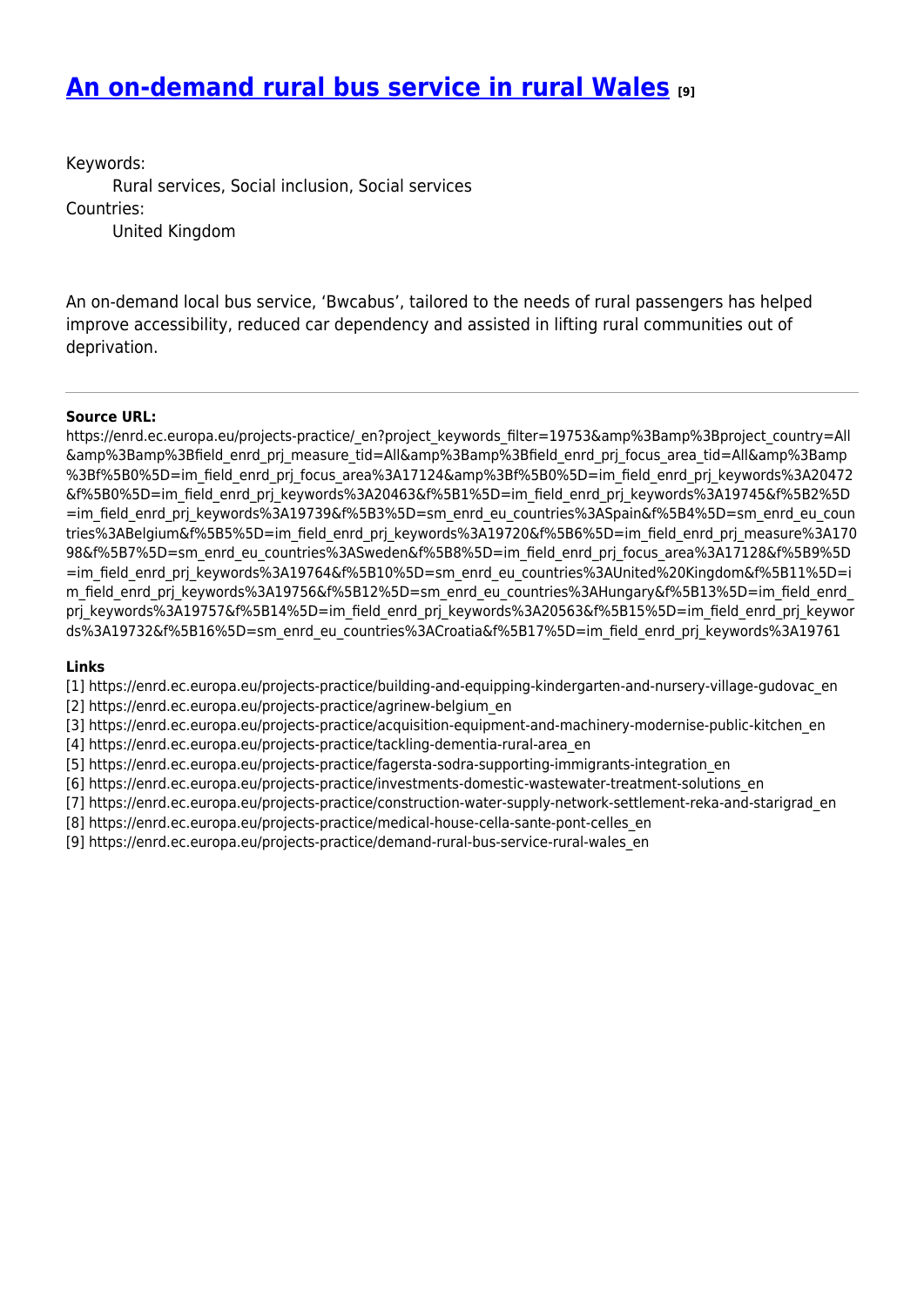## [An on-demand rural bus service in rural Wales](https://enrd.ec.europa.eu/projects-practice/demand-rural-bus-service-rural-wales_en) [9]

Keywords:

Rural services, Social inclusion, Social services

Countries:

United Kingdom

An on-demand local bus service, 'Bwcabus', tailored to the needs of rural passengers has helped improve accessibility, reduced car dependency and assisted in lifting rural communities out of deprivation.

---

**Source URL:**
https://enrd.ec.europa.eu/projects-practice/_en?project_keywords_filter=19753&amp%3Bamp%3Bproject_country=All&amp%3Bamp%3Bfield_enrd_prj_measure_tid=All&amp%3Bamp%3Bfield_enrd_prj_focus_area_tid=All&amp%3Bamp%3Bf%5B0%5D=im_field_enrd_prj_focus_area%3A17124&amp%3Bf%5B0%5D=im_field_enrd_prj_keywords%3A20472&f%5B0%5D=im_field_enrd_prj_keywords%3A20463&f%5B1%5D=im_field_enrd_prj_keywords%3A19745&f%5B2%5D=im_field_enrd_prj_keywords%3A19739&f%5B3%5D=sm_enrd_eu_countries%3ASpain&f%5B4%5D=sm_enrd_eu_countries%3ABelgium&f%5B5%5D=im_field_enrd_prj_keywords%3A19720&f%5B6%5D=im_field_enrd_prj_measure%3A17098&f%5B7%5D=sm_enrd_eu_countries%3ASweden&f%5B8%5D=im_field_enrd_prj_focus_area%3A17128&f%5B9%5D=im_field_enrd_prj_keywords%3A19764&f%5B10%5D=sm_enrd_eu_countries%3AUnited%20Kingdom&f%5B11%5D=im_field_enrd_prj_keywords%3A19756&f%5B12%5D=sm_enrd_eu_countries%3AHungary&f%5B13%5D=im_field_enrd_prj_keywords%3A19757&f%5B14%5D=im_field_enrd_prj_keywords%3A20563&f%5B15%5D=im_field_enrd_prj_keywords%3A19732&f%5B16%5D=sm_enrd_eu_countries%3ACroatia&f%5B17%5D=im_field_enrd_prj_keywords%3A19761

**Links**

[1] https://enrd.ec.europa.eu/projects-practice/building-and-equipping-kindergarten-and-nursery-village-gudovac_en
[2] https://enrd.ec.europa.eu/projects-practice/agrinew-belgium_en
[3] https://enrd.ec.europa.eu/projects-practice/acquisition-equipment-and-machinery-modernise-public-kitchen_en
[4] https://enrd.ec.europa.eu/projects-practice/tackling-dementia-rural-area_en
[5] https://enrd.ec.europa.eu/projects-practice/fagersta-sodra-supporting-immigrants-integration_en
[6] https://enrd.ec.europa.eu/projects-practice/investments-domestic-wastewater-treatment-solutions_en
[7] https://enrd.ec.europa.eu/projects-practice/construction-water-supply-network-settlement-reka-and-starigrad_en
[8] https://enrd.ec.europa.eu/projects-practice/medical-house-cella-sante-pont-celles_en
[9] https://enrd.ec.europa.eu/projects-practice/demand-rural-bus-service-rural-wales_en